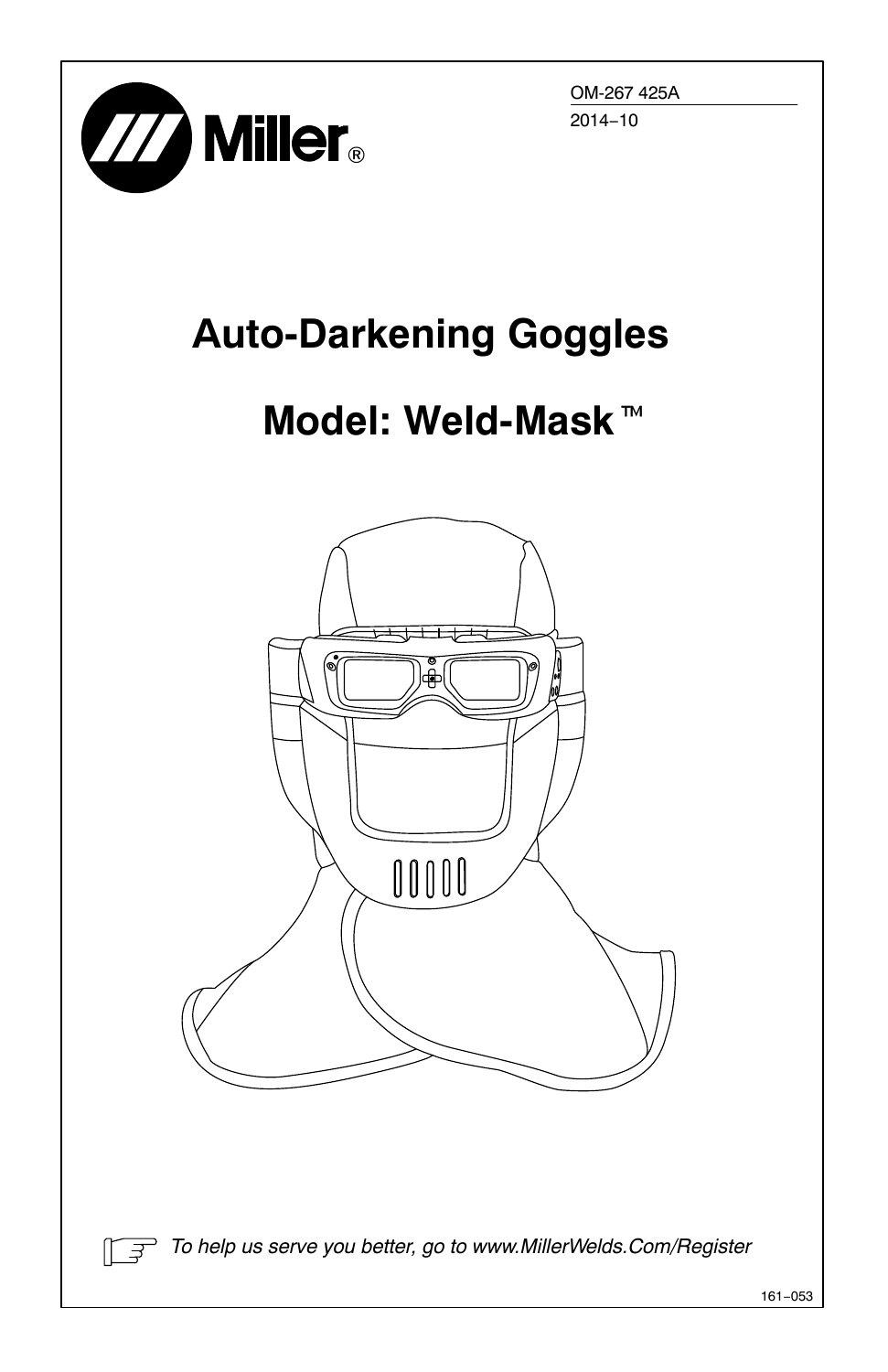Miller®

OM-267 425A

2014−10

# Auto-Darkening Goggles

# Model: Weld-Mask™

*To help us serve you better, go to www.MillerWelds.Com/Register*

161−053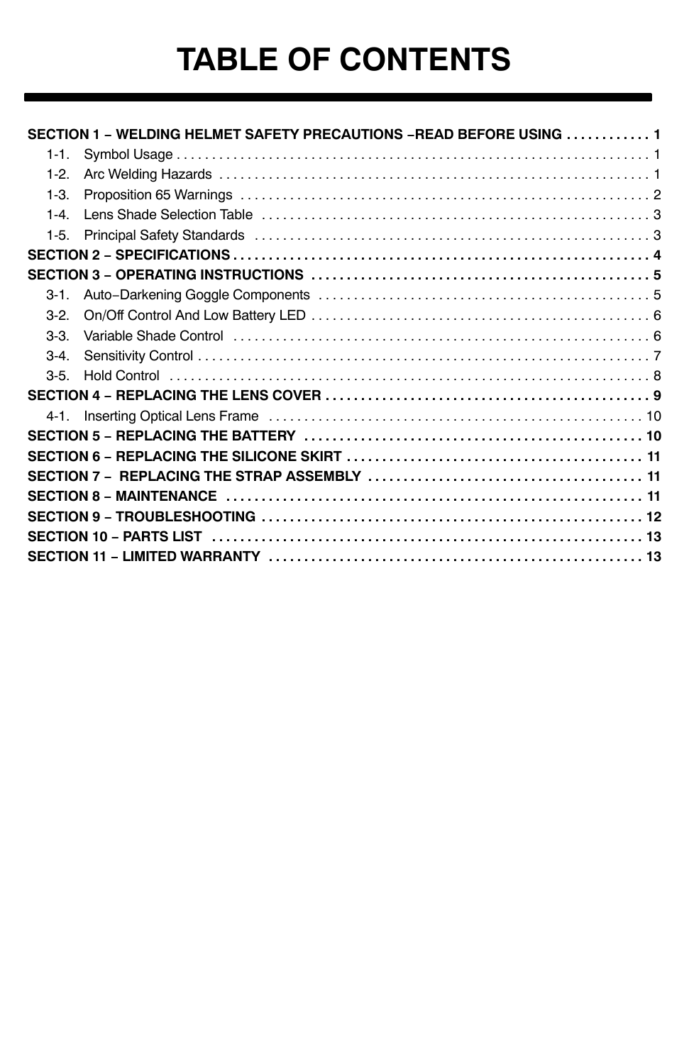# TABLE OF CONTENTS

**SECTION 1 – WELDING HELMET SAFETY PRECAUTIONS –READ BEFORE USING . . . . . . . . . . . 1**

- 1-1. Symbol Usage . . . . . . . . . . . . . . . . . . . . . . . . . . . . . . . . . . . . . . . . . . . . . . . . . . . . . . . . . . . . . . . . . . 1
- 1-2. Arc Welding Hazards . . . . . . . . . . . . . . . . . . . . . . . . . . . . . . . . . . . . . . . . . . . . . . . . . . . . . . . . . . . . . 1
- 1-3. Proposition 65 Warnings . . . . . . . . . . . . . . . . . . . . . . . . . . . . . . . . . . . . . . . . . . . . . . . . . . . . . . . . . . 2
- 1-4. Lens Shade Selection Table . . . . . . . . . . . . . . . . . . . . . . . . . . . . . . . . . . . . . . . . . . . . . . . . . . . . . . . 3
- 1-5. Principal Safety Standards . . . . . . . . . . . . . . . . . . . . . . . . . . . . . . . . . . . . . . . . . . . . . . . . . . . . . . . . 3

**SECTION 2 – SPECIFICATIONS . . . . . . . . . . . . . . . . . . . . . . . . . . . . . . . . . . . . . . . . . . . . . . . . . . . . . . . . . 4**

**SECTION 3 – OPERATING INSTRUCTIONS . . . . . . . . . . . . . . . . . . . . . . . . . . . . . . . . . . . . . . . . . . . . . . . 5**

- 3-1. Auto−Darkening Goggle Components . . . . . . . . . . . . . . . . . . . . . . . . . . . . . . . . . . . . . . . . . . . . . . 5
- 3-2. On/Off Control And Low Battery LED . . . . . . . . . . . . . . . . . . . . . . . . . . . . . . . . . . . . . . . . . . . . . . . 6
- 3-3. Variable Shade Control . . . . . . . . . . . . . . . . . . . . . . . . . . . . . . . . . . . . . . . . . . . . . . . . . . . . . . . . . . . 6
- 3-4. Sensitivity Control . . . . . . . . . . . . . . . . . . . . . . . . . . . . . . . . . . . . . . . . . . . . . . . . . . . . . . . . . . . . . . . . 7
- 3-5. Hold Control . . . . . . . . . . . . . . . . . . . . . . . . . . . . . . . . . . . . . . . . . . . . . . . . . . . . . . . . . . . . . . . . . . . . 8

**SECTION 4 – REPLACING THE LENS COVER . . . . . . . . . . . . . . . . . . . . . . . . . . . . . . . . . . . . . . . . . . . . . 9**

- 4-1. Inserting Optical Lens Frame . . . . . . . . . . . . . . . . . . . . . . . . . . . . . . . . . . . . . . . . . . . . . . . . . . . . . 10

**SECTION 5 – REPLACING THE BATTERY . . . . . . . . . . . . . . . . . . . . . . . . . . . . . . . . . . . . . . . . . . . . . . . 10**

**SECTION 6 – REPLACING THE SILICONE SKIRT . . . . . . . . . . . . . . . . . . . . . . . . . . . . . . . . . . . . . . . . . 11**

**SECTION 7 – REPLACING THE STRAP ASSEMBLY . . . . . . . . . . . . . . . . . . . . . . . . . . . . . . . . . . . . . . 11**

**SECTION 8 – MAINTENANCE . . . . . . . . . . . . . . . . . . . . . . . . . . . . . . . . . . . . . . . . . . . . . . . . . . . . . . . . . 11**

**SECTION 9 – TROUBLESHOOTING . . . . . . . . . . . . . . . . . . . . . . . . . . . . . . . . . . . . . . . . . . . . . . . . . . . . . 12**

**SECTION 10 – PARTS LIST . . . . . . . . . . . . . . . . . . . . . . . . . . . . . . . . . . . . . . . . . . . . . . . . . . . . . . . . . . . . 13**

**SECTION 11 – LIMITED WARRANTY . . . . . . . . . . . . . . . . . . . . . . . . . . . . . . . . . . . . . . . . . . . . . . . . . . . . 13**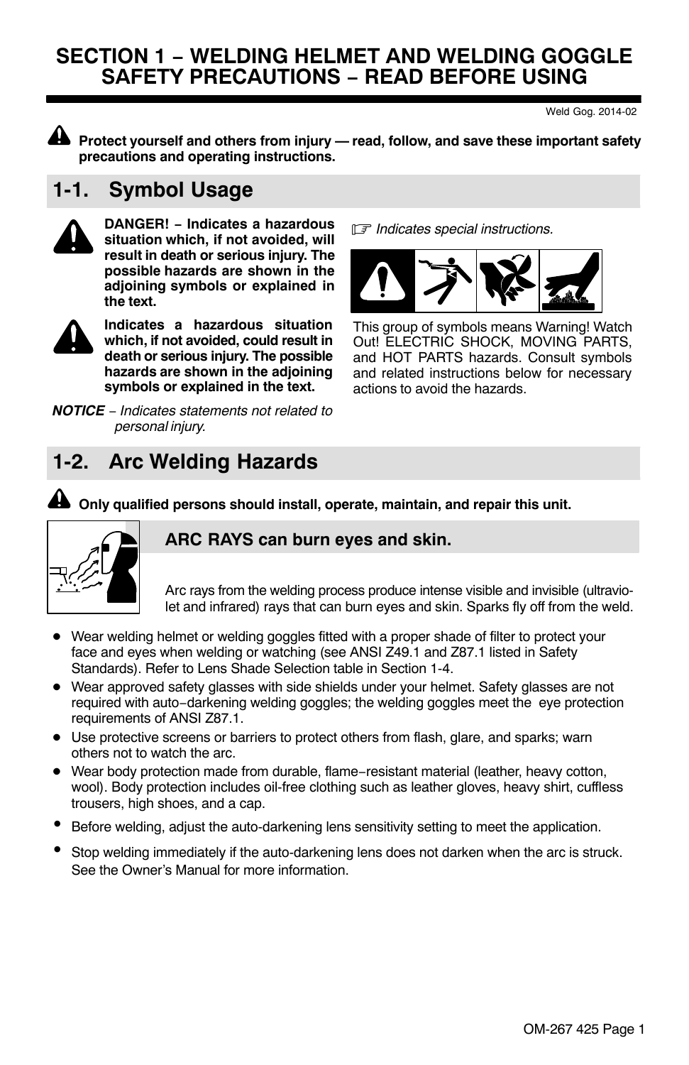# SECTION 1 – WELDING HELMET AND WELDING GOGGLE SAFETY PRECAUTIONS – READ BEFORE USING

Weld Gog. 2014-02

**Protect yourself and others from injury — read, follow, and save these important safety precautions and operating instructions.**

## 1-1. Symbol Usage

**DANGER! – Indicates a hazardous situation which, if not avoided, will result in death or serious injury. The possible hazards are shown in the adjoining symbols or explained in the text.**

**Indicates a hazardous situation which, if not avoided, could result in death or serious injury. The possible hazards are shown in the adjoining symbols or explained in the text.**

***NOTICE*** – *Indicates statements not related to personal injury.*

*Indicates special instructions.*

This group of symbols means Warning! Watch Out! ELECTRIC SHOCK, MOVING PARTS, and HOT PARTS hazards. Consult symbols and related instructions below for necessary actions to avoid the hazards.

## 1-2. Arc Welding Hazards

**Only qualified persons should install, operate, maintain, and repair this unit.**

### ARC RAYS can burn eyes and skin.

Arc rays from the welding process produce intense visible and invisible (ultraviolet and infrared) rays that can burn eyes and skin. Sparks fly off from the weld.

- Wear welding helmet or welding goggles fitted with a proper shade of filter to protect your face and eyes when welding or watching (see ANSI Z49.1 and Z87.1 listed in Safety Standards). Refer to Lens Shade Selection table in Section 1-4.
- Wear approved safety glasses with side shields under your helmet. Safety glasses are not required with auto−darkening welding goggles; the welding goggles meet the eye protection requirements of ANSI Z87.1.
- Use protective screens or barriers to protect others from flash, glare, and sparks; warn others not to watch the arc.
- Wear body protection made from durable, flame−resistant material (leather, heavy cotton, wool). Body protection includes oil-free clothing such as leather gloves, heavy shirt, cuffless trousers, high shoes, and a cap.
- Before welding, adjust the auto-darkening lens sensitivity setting to meet the application.
- Stop welding immediately if the auto-darkening lens does not darken when the arc is struck. See the Owner's Manual for more information.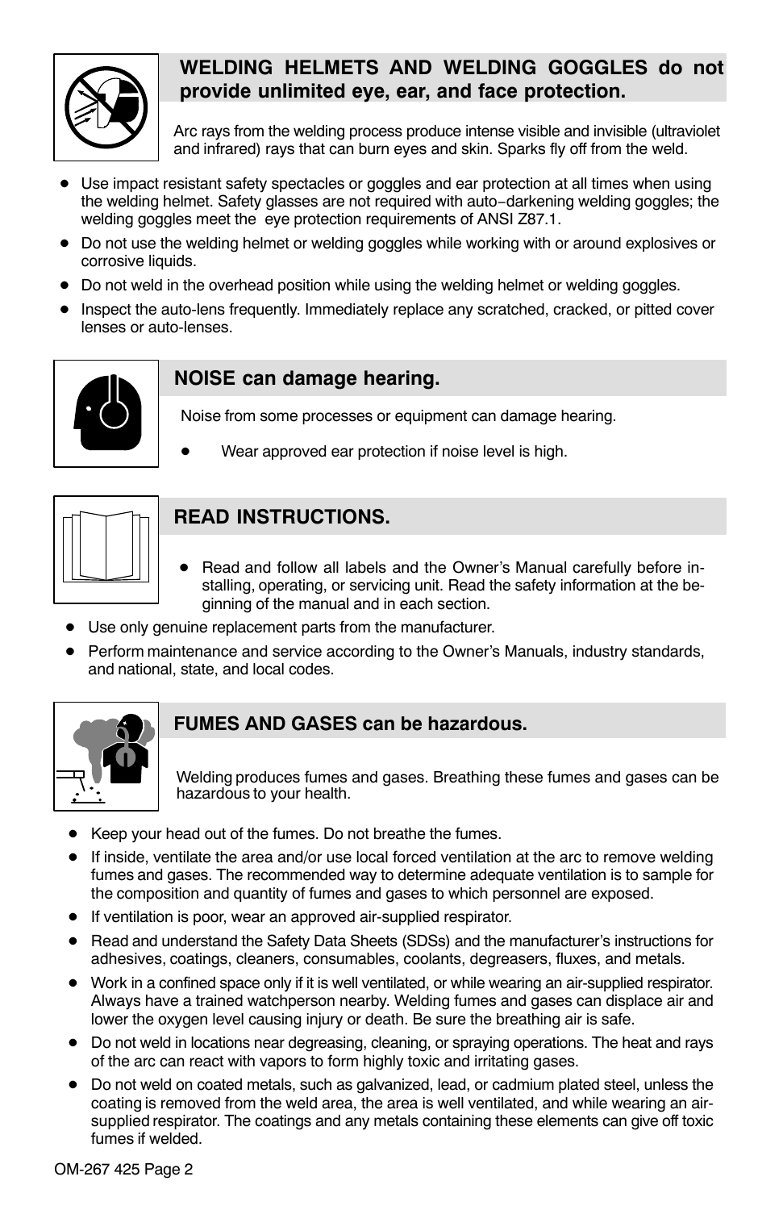## WELDING HELMETS AND WELDING GOGGLES do not provide unlimited eye, ear, and face protection.

Arc rays from the welding process produce intense visible and invisible (ultraviolet and infrared) rays that can burn eyes and skin. Sparks fly off from the weld.

- Use impact resistant safety spectacles or goggles and ear protection at all times when using the welding helmet. Safety glasses are not required with auto−darkening welding goggles; the welding goggles meet the eye protection requirements of ANSI Z87.1.
- Do not use the welding helmet or welding goggles while working with or around explosives or corrosive liquids.
- Do not weld in the overhead position while using the welding helmet or welding goggles.
- Inspect the auto-lens frequently. Immediately replace any scratched, cracked, or pitted cover lenses or auto-lenses.

## NOISE can damage hearing.

Noise from some processes or equipment can damage hearing.

- Wear approved ear protection if noise level is high.

## READ INSTRUCTIONS.

- Read and follow all labels and the Owner's Manual carefully before installing, operating, or servicing unit. Read the safety information at the beginning of the manual and in each section.
- Use only genuine replacement parts from the manufacturer.
- Perform maintenance and service according to the Owner's Manuals, industry standards, and national, state, and local codes.

## FUMES AND GASES can be hazardous.

Welding produces fumes and gases. Breathing these fumes and gases can be hazardous to your health.

- Keep your head out of the fumes. Do not breathe the fumes.
- If inside, ventilate the area and/or use local forced ventilation at the arc to remove welding fumes and gases. The recommended way to determine adequate ventilation is to sample for the composition and quantity of fumes and gases to which personnel are exposed.
- If ventilation is poor, wear an approved air-supplied respirator.
- Read and understand the Safety Data Sheets (SDSs) and the manufacturer's instructions for adhesives, coatings, cleaners, consumables, coolants, degreasers, fluxes, and metals.
- Work in a confined space only if it is well ventilated, or while wearing an air-supplied respirator. Always have a trained watchperson nearby. Welding fumes and gases can displace air and lower the oxygen level causing injury or death. Be sure the breathing air is safe.
- Do not weld in locations near degreasing, cleaning, or spraying operations. The heat and rays of the arc can react with vapors to form highly toxic and irritating gases.
- Do not weld on coated metals, such as galvanized, lead, or cadmium plated steel, unless the coating is removed from the weld area, the area is well ventilated, and while wearing an air-supplied respirator. The coatings and any metals containing these elements can give off toxic fumes if welded.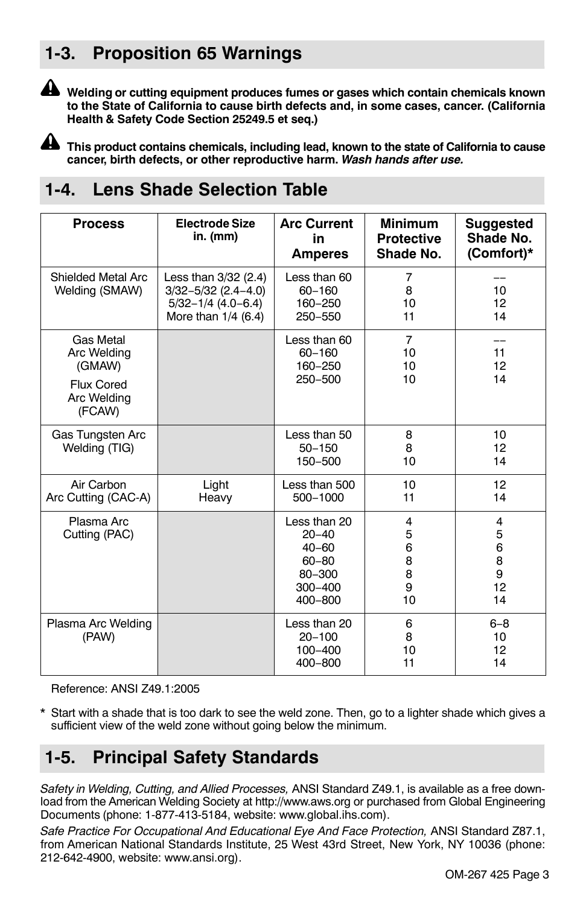## 1-3. Proposition 65 Warnings

**Welding or cutting equipment produces fumes or gases which contain chemicals known to the State of California to cause birth defects and, in some cases, cancer. (California Health & Safety Code Section 25249.5 et seq.)**

**This product contains chemicals, including lead, known to the state of California to cause cancer, birth defects, or other reproductive harm. *Wash hands after use.***

## 1-4. Lens Shade Selection Table

| Process | Electrode Size in. (mm) | Arc Current in Amperes | Minimum Protective Shade No. | Suggested Shade No. (Comfort)* |
|---|---|---|---|---|
| Shielded Metal Arc Welding (SMAW) | Less than 3/32 (2.4) | Less than 60 | 7 | –– |
| | 3/32–5/32 (2.4–4.0) | 60–160 | 8 | 10 |
| | 5/32–1/4 (4.0–6.4) | 160–250 | 10 | 12 |
| | More than 1/4 (6.4) | 250–550 | 11 | 14 |
| Gas Metal Arc Welding (GMAW) Flux Cored Arc Welding (FCAW) | | Less than 60 | 7 | –– |
| | | 60–160 | 10 | 11 |
| | | 160–250 | 10 | 12 |
| | | 250–500 | 10 | 14 |
| Gas Tungsten Arc Welding (TIG) | | Less than 50 | 8 | 10 |
| | | 50–150 | 8 | 12 |
| | | 150–500 | 10 | 14 |
| Air Carbon Arc Cutting (CAC-A) | Light | Less than 500 | 10 | 12 |
| | Heavy | 500–1000 | 11 | 14 |
| Plasma Arc Cutting (PAC) | | Less than 20 | 4 | 4 |
| | | 20–40 | 5 | 5 |
| | | 40–60 | 6 | 6 |
| | | 60–80 | 8 | 8 |
| | | 80–300 | 8 | 9 |
| | | 300–400 | 9 | 12 |
| | | 400–800 | 10 | 14 |
| Plasma Arc Welding (PAW) | | Less than 20 | 6 | 6–8 |
| | | 20–100 | 8 | 10 |
| | | 100–400 | 10 | 12 |
| | | 400–800 | 11 | 14 |

Reference: ANSI Z49.1:2005

\* Start with a shade that is too dark to see the weld zone. Then, go to a lighter shade which gives a sufficient view of the weld zone without going below the minimum.

## 1-5. Principal Safety Standards

*Safety in Welding, Cutting, and Allied Processes,* ANSI Standard Z49.1, is available as a free download from the American Welding Society at http://www.aws.org or purchased from Global Engineering Documents (phone: 1-877-413-5184, website: www.global.ihs.com).

*Safe Practice For Occupational And Educational Eye And Face Protection,* ANSI Standard Z87.1, from American National Standards Institute, 25 West 43rd Street, New York, NY 10036 (phone: 212-642-4900, website: www.ansi.org).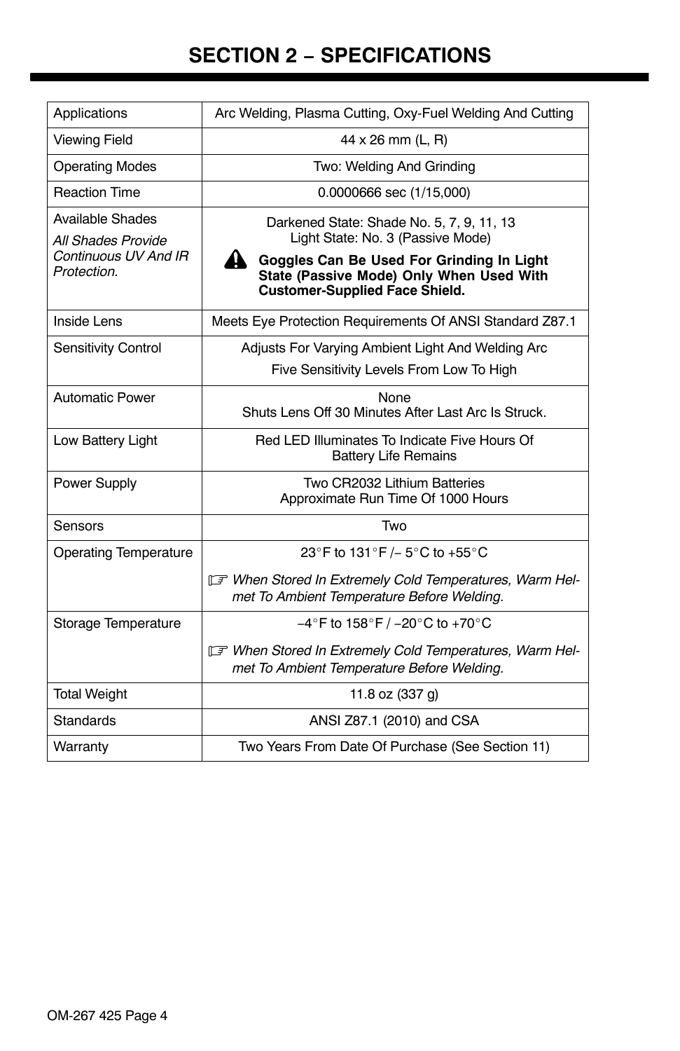# SECTION 2 − SPECIFICATIONS

| | |
|---|---|
| Applications | Arc Welding, Plasma Cutting, Oxy-Fuel Welding And Cutting |
| Viewing Field | 44 x 26 mm (L, R) |
| Operating Modes | Two: Welding And Grinding |
| Reaction Time | 0.0000666 sec (1/15,000) |
| Available Shades<br>*All Shades Provide Continuous UV And IR Protection.* | Darkened State: Shade No. 5, 7, 9, 11, 13<br>Light State: No. 3 (Passive Mode)<br>**Goggles Can Be Used For Grinding In Light State (Passive Mode) Only When Used With Customer-Supplied Face Shield.** |
| Inside Lens | Meets Eye Protection Requirements Of ANSI Standard Z87.1 |
| Sensitivity Control | Adjusts For Varying Ambient Light And Welding Arc<br>Five Sensitivity Levels From Low To High |
| Automatic Power | None<br>Shuts Lens Off 30 Minutes After Last Arc Is Struck. |
| Low Battery Light | Red LED Illuminates To Indicate Five Hours Of Battery Life Remains |
| Power Supply | Two CR2032 Lithium Batteries<br>Approximate Run Time Of 1000 Hours |
| Sensors | Two |
| Operating Temperature | 23°F to 131°F /− 5°C to +55°C<br>*When Stored In Extremely Cold Temperatures, Warm Helmet To Ambient Temperature Before Welding.* |
| Storage Temperature | −4°F to 158°F / −20°C to +70°C<br>*When Stored In Extremely Cold Temperatures, Warm Helmet To Ambient Temperature Before Welding.* |
| Total Weight | 11.8 oz (337 g) |
| Standards | ANSI Z87.1 (2010) and CSA |
| Warranty | Two Years From Date Of Purchase (See Section 11) |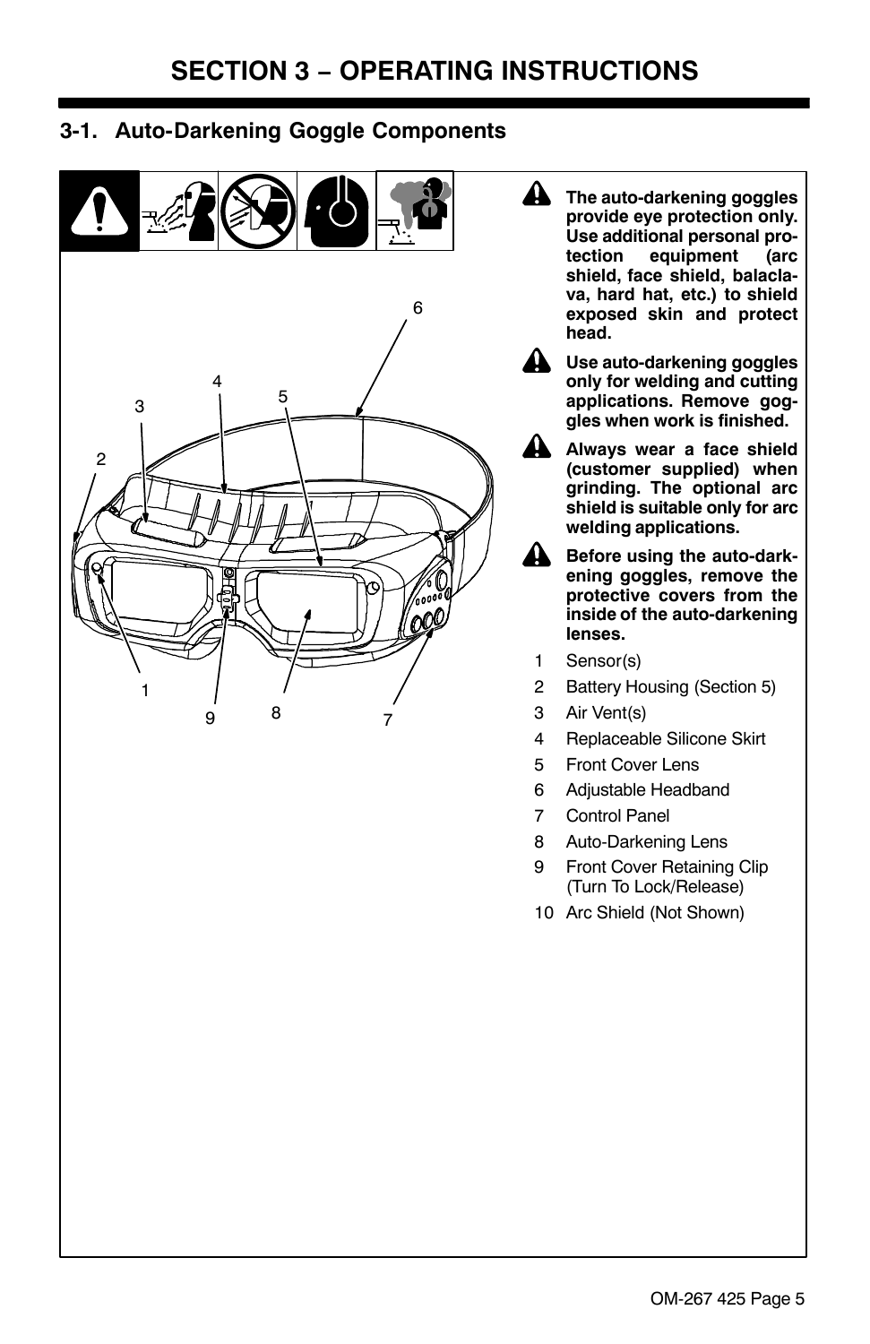# SECTION 3 – OPERATING INSTRUCTIONS

## 3-1. Auto-Darkening Goggle Components

**The auto-darkening goggles provide eye protection only. Use additional personal protection equipment (arc shield, face shield, balaclava, hard hat, etc.) to shield exposed skin and protect head.**

**Use auto-darkening goggles only for welding and cutting applications. Remove goggles when work is finished.**

**Always wear a face shield (customer supplied) when grinding. The optional arc shield is suitable only for arc welding applications.**

**Before using the auto-darkening goggles, remove the protective covers from the inside of the auto-darkening lenses.**

1 Sensor(s)
2 Battery Housing (Section 5)
3 Air Vent(s)
4 Replaceable Silicone Skirt
5 Front Cover Lens
6 Adjustable Headband
7 Control Panel
8 Auto-Darkening Lens
9 Front Cover Retaining Clip (Turn To Lock/Release)
10 Arc Shield (Not Shown)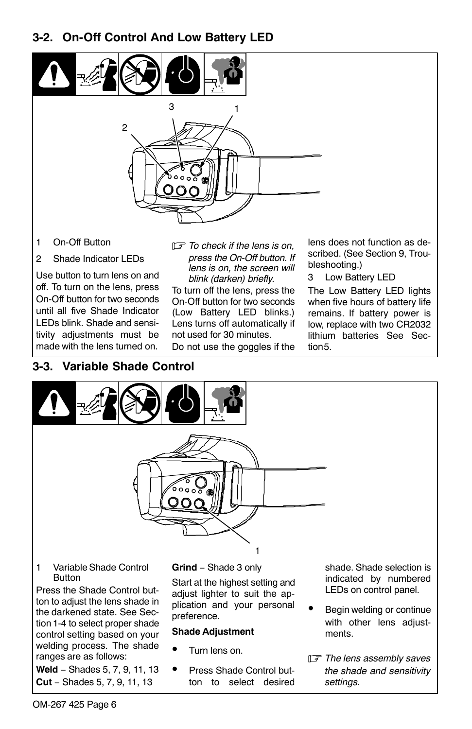## 3-2. On-Off Control And Low Battery LED

1 On-Off Button

2 Shade Indicator LEDs

Use button to turn lens on and off. To turn on the lens, press On-Off button for two seconds until all five Shade Indicator LEDs blink. Shade and sensitivity adjustments must be made with the lens turned on.

☞ *To check if the lens is on, press the On-Off button. If lens is on, the screen will blink (darken) briefly.*

To turn off the lens, press the On-Off button for two seconds (Low Battery LED blinks.) Lens turns off automatically if not used for 30 minutes.

Do not use the goggles if the lens does not function as described. (See Section 9, Troubleshooting.)

3 Low Battery LED

The Low Battery LED lights when five hours of battery life remains. If battery power is low, replace with two CR2032 lithium batteries See Section5.

## 3-3. Variable Shade Control

1 Variable Shade Control Button

Press the Shade Control button to adjust the lens shade in the darkened state. See Section 1-4 to select proper shade control setting based on your welding process. The shade ranges are as follows:

**Weld** − Shades 5, 7, 9, 11, 13

**Cut** − Shades 5, 7, 9, 11, 13

**Grind** − Shade 3 only

Start at the highest setting and adjust lighter to suit the application and your personal preference.

**Shade Adjustment**

- Turn lens on.
- Press Shade Control button to select desired shade. Shade selection is indicated by numbered LEDs on control panel.
- Begin welding or continue with other lens adjustments.

☞ *The lens assembly saves the shade and sensitivity settings.*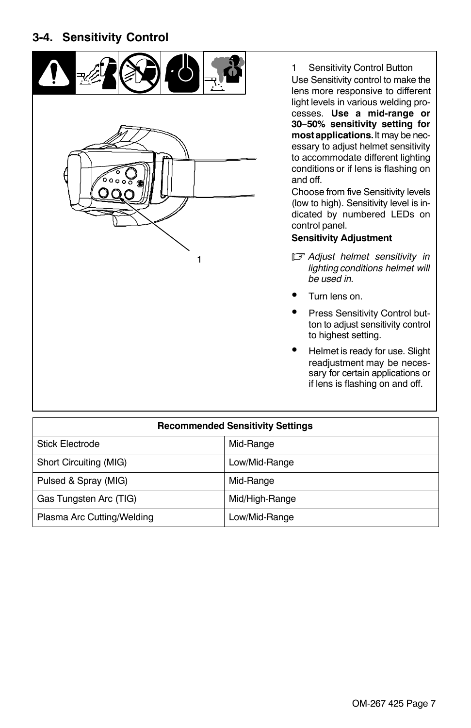## 3-4. Sensitivity Control

1

1 Sensitivity Control Button

Use Sensitivity control to make the lens more responsive to different light levels in various welding processes. **Use a mid-range or 30−50% sensitivity setting for most applications.** It may be necessary to adjust helmet sensitivity to accommodate different lighting conditions or if lens is flashing on and off.

Choose from five Sensitivity levels (low to high). Sensitivity level is indicated by numbered LEDs on control panel.

**Sensitivity Adjustment**

☞ *Adjust helmet sensitivity in lighting conditions helmet will be used in.*

- Turn lens on.
- Press Sensitivity Control button to adjust sensitivity control to highest setting.
- Helmet is ready for use. Slight readjustment may be necessary for certain applications or if lens is flashing on and off.

| Recommended Sensitivity Settings | |
|---|---|
| Stick Electrode | Mid-Range |
| Short Circuiting (MIG) | Low/Mid-Range |
| Pulsed & Spray (MIG) | Mid-Range |
| Gas Tungsten Arc (TIG) | Mid/High-Range |
| Plasma Arc Cutting/Welding | Low/Mid-Range |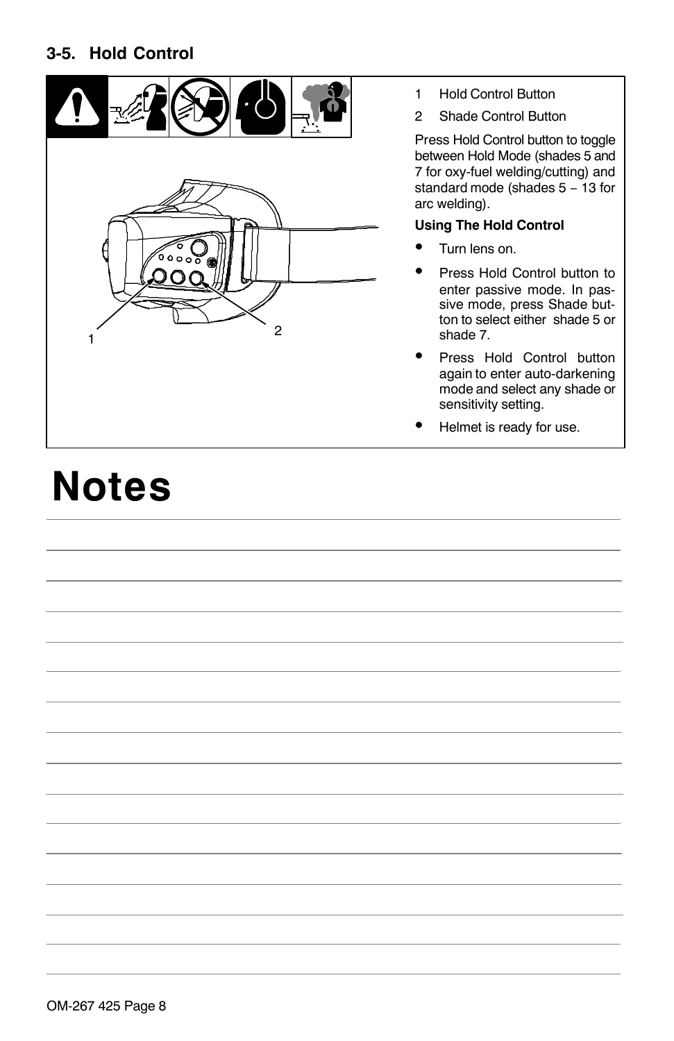### 3-5. Hold Control

1 Hold Control Button

2 Shade Control Button

Press Hold Control button to toggle between Hold Mode (shades 5 and 7 for oxy-fuel welding/cutting) and standard mode (shades 5 − 13 for arc welding).

**Using The Hold Control**

- Turn lens on.
- Press Hold Control button to enter passive mode. In passive mode, press Shade button to select either shade 5 or shade 7.
- Press Hold Control button again to enter auto-darkening mode and select any shade or sensitivity setting.
- Helmet is ready for use.

# Notes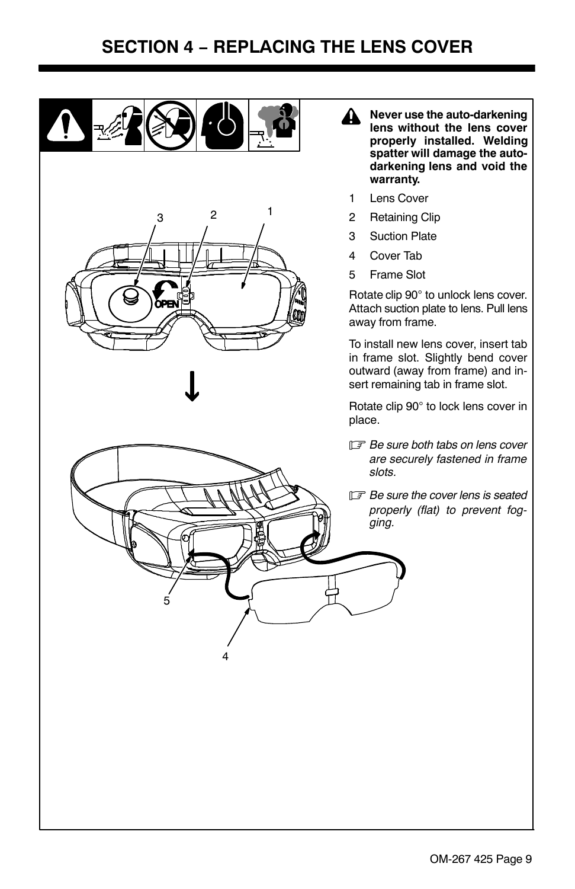# SECTION 4 − REPLACING THE LENS COVER

**Never use the auto-darkening lens without the lens cover properly installed. Welding spatter will damage the auto-darkening lens and void the warranty.**

1 Lens Cover

2 Retaining Clip

3 Suction Plate

4 Cover Tab

5 Frame Slot

Rotate clip 90° to unlock lens cover. Attach suction plate to lens. Pull lens away from frame.

To install new lens cover, insert tab in frame slot. Slightly bend cover outward (away from frame) and insert remaining tab in frame slot.

Rotate clip 90° to lock lens cover in place.

*Be sure both tabs on lens cover are securely fastened in frame slots.*

*Be sure the cover lens is seated properly (flat) to prevent fogging.*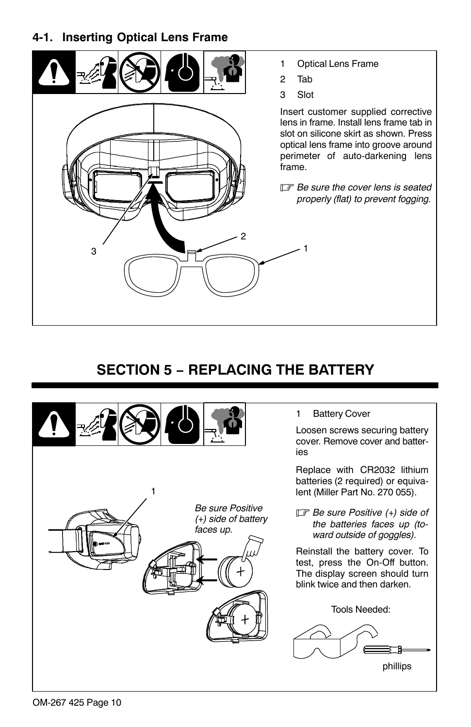## 4-1. Inserting Optical Lens Frame

1 Optical Lens Frame

2 Tab

3 Slot

Insert customer supplied corrective lens in frame. Install lens frame tab in slot on silicone skirt as shown. Press optical lens frame into groove around perimeter of auto-darkening lens frame.

☞ *Be sure the cover lens is seated properly (flat) to prevent fogging.*

# SECTION 5 − REPLACING THE BATTERY

1 Battery Cover

Loosen screws securing battery cover. Remove cover and batteries

Replace with CR2032 lithium batteries (2 required) or equivalent (Miller Part No. 270 055).

☞ *Be sure Positive (+) side of the batteries faces up (toward outside of goggles).*

Reinstall the battery cover. To test, press the On-Off button. The display screen should turn blink twice and then darken.

*Be sure Positive (+) side of battery faces up.*

Tools Needed:

phillips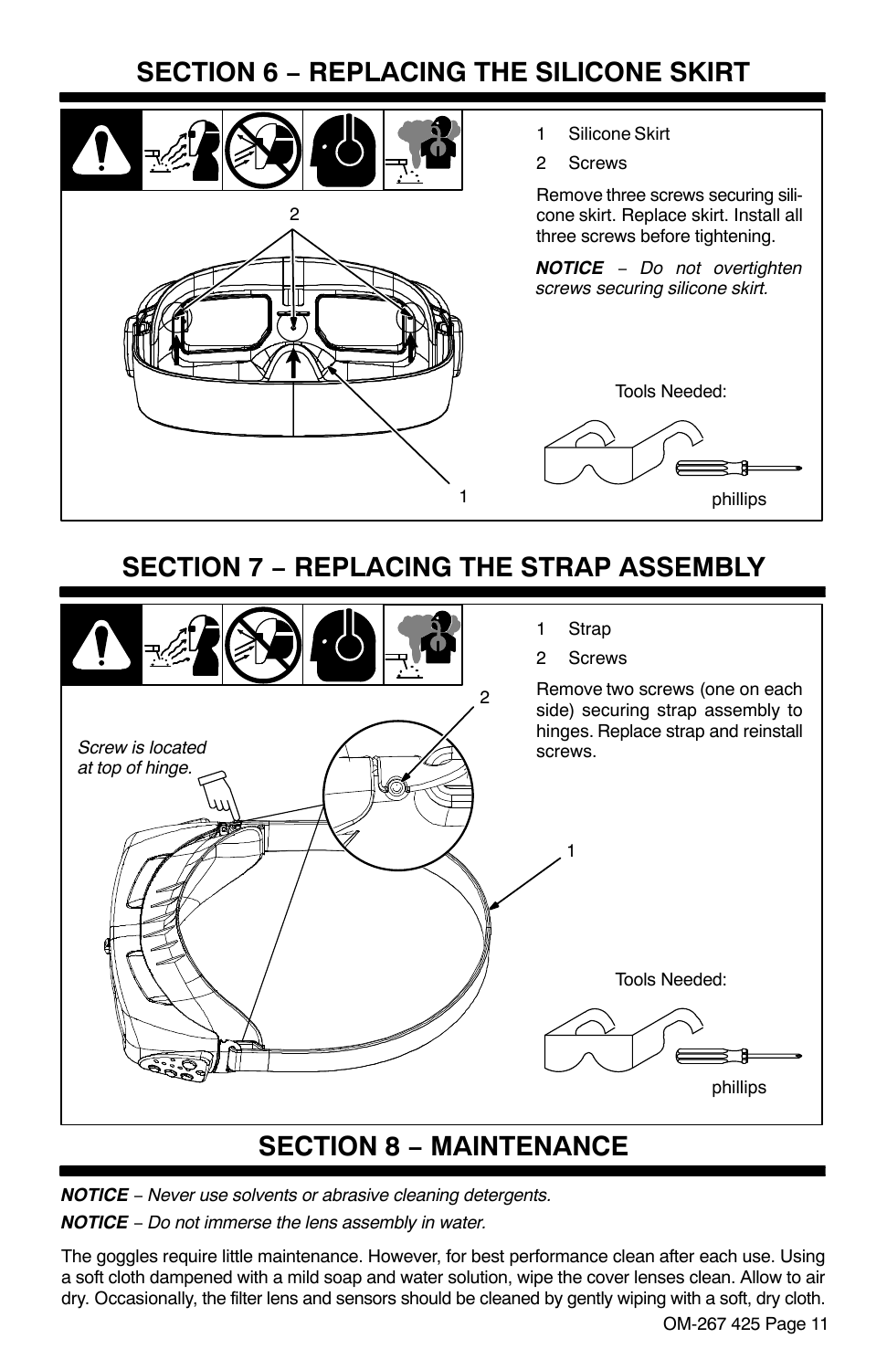# SECTION 6 − REPLACING THE SILICONE SKIRT

1 Silicone Skirt

2 Screws

Remove three screws securing silicone skirt. Replace skirt. Install all three screws before tightening.

***NOTICE*** *− Do not overtighten screws securing silicone skirt.*

Tools Needed:

phillips

# SECTION 7 − REPLACING THE STRAP ASSEMBLY

1 Strap

2 Screws

Remove two screws (one on each side) securing strap assembly to hinges. Replace strap and reinstall screws.

*Screw is located at top of hinge.*

Tools Needed:

phillips

# SECTION 8 − MAINTENANCE

***NOTICE*** *− Never use solvents or abrasive cleaning detergents.*

***NOTICE*** *− Do not immerse the lens assembly in water.*

The goggles require little maintenance. However, for best performance clean after each use. Using a soft cloth dampened with a mild soap and water solution, wipe the cover lenses clean. Allow to air dry. Occasionally, the filter lens and sensors should be cleaned by gently wiping with a soft, dry cloth.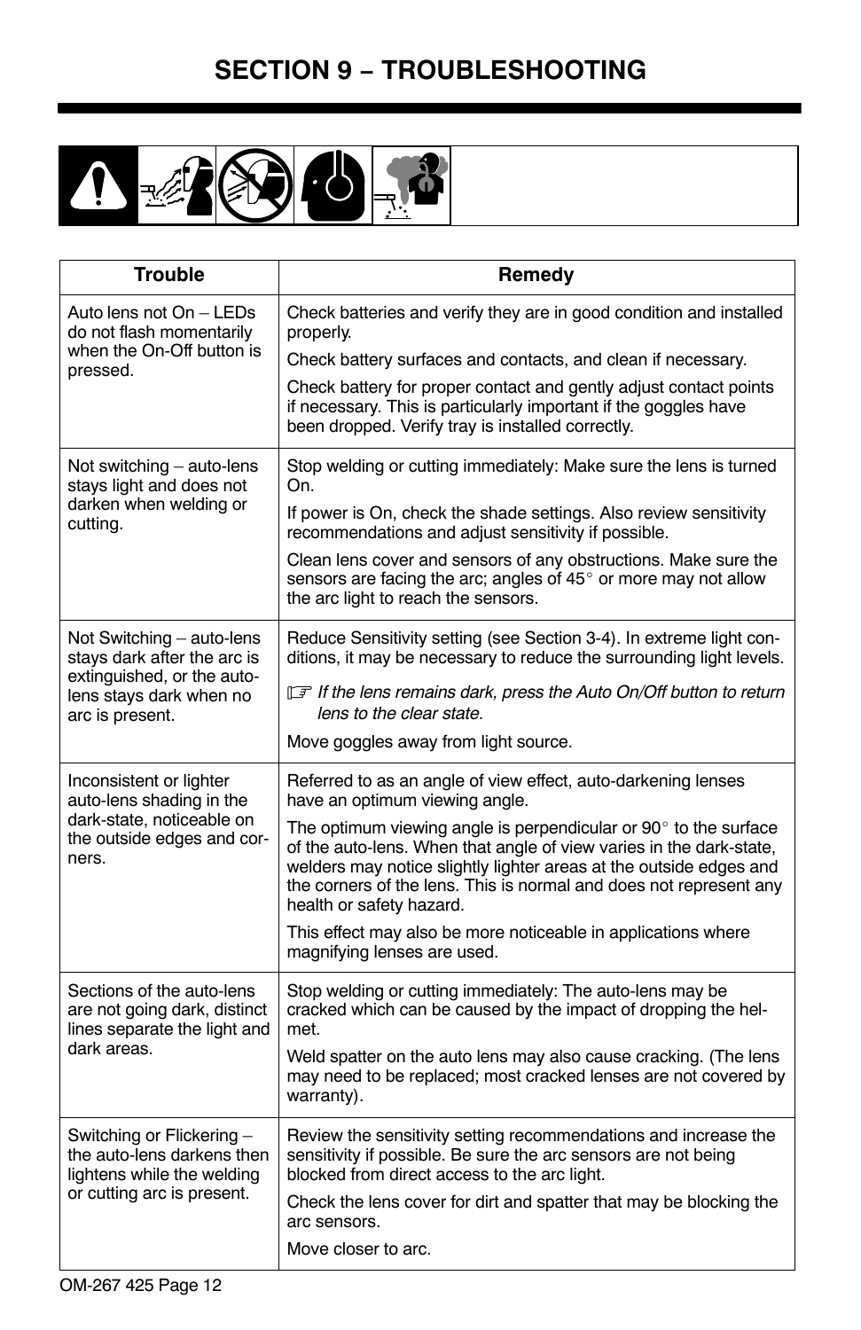# SECTION 9 − TROUBLESHOOTING

| Trouble | Remedy |
| --- | --- |
| Auto lens not On − LEDs do not flash momentarily when the On-Off button is pressed. | Check batteries and verify they are in good condition and installed properly.<br><br>Check battery surfaces and contacts, and clean if necessary.<br><br>Check battery for proper contact and gently adjust contact points if necessary. This is particularly important if the goggles have been dropped. Verify tray is installed correctly. |
| Not switching − auto-lens stays light and does not darken when welding or cutting. | Stop welding or cutting immediately: Make sure the lens is turned On.<br><br>If power is On, check the shade settings. Also review sensitivity recommendations and adjust sensitivity if possible.<br><br>Clean lens cover and sensors of any obstructions. Make sure the sensors are facing the arc; angles of 45° or more may not allow the arc light to reach the sensors. |
| Not Switching − auto-lens stays dark after the arc is extinguished, or the auto-lens stays dark when no arc is present. | Reduce Sensitivity setting (see Section 3-4). In extreme light conditions, it may be necessary to reduce the surrounding light levels.<br><br>☞ *If the lens remains dark, press the Auto On/Off button to return lens to the clear state.*<br><br>Move goggles away from light source. |
| Inconsistent or lighter auto-lens shading in the dark-state, noticeable on the outside edges and corners. | Referred to as an angle of view effect, auto-darkening lenses have an optimum viewing angle.<br><br>The optimum viewing angle is perpendicular or 90° to the surface of the auto-lens. When that angle of view varies in the dark-state, welders may notice slightly lighter areas at the outside edges and the corners of the lens. This is normal and does not represent any health or safety hazard.<br><br>This effect may also be more noticeable in applications where magnifying lenses are used. |
| Sections of the auto-lens are not going dark, distinct lines separate the light and dark areas. | Stop welding or cutting immediately: The auto-lens may be cracked which can be caused by the impact of dropping the helmet.<br><br>Weld spatter on the auto lens may also cause cracking. (The lens may need to be replaced; most cracked lenses are not covered by warranty). |
| Switching or Flickering − the auto-lens darkens then lightens while the welding or cutting arc is present. | Review the sensitivity setting recommendations and increase the sensitivity if possible. Be sure the arc sensors are not being blocked from direct access to the arc light.<br><br>Check the lens cover for dirt and spatter that may be blocking the arc sensors.<br><br>Move closer to arc. |

OM-267 425 Page 12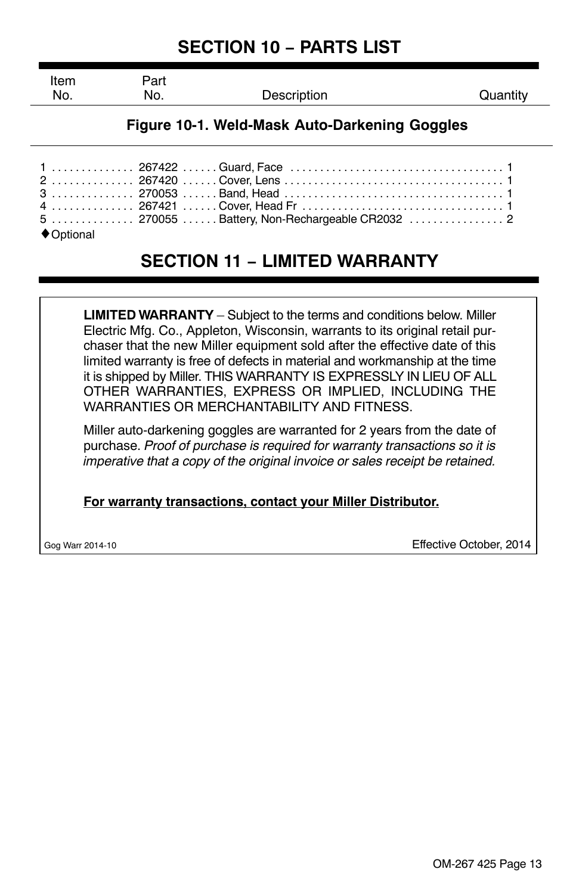# SECTION 10 − PARTS LIST

### Figure 10-1. Weld-Mask Auto-Darkening Goggles

| Item No. | Part No. | Description | Quantity |
|---|---|---|---|
| 1 | 267422 | Guard, Face | 1 |
| 2 | 267420 | Cover, Lens | 1 |
| 3 | 270053 | Band, Head | 1 |
| 4 | 267421 | Cover, Head Fr | 1 |
| 5 | 270055 | Battery, Non-Rechargeable CR2032 | 2 |

♦Optional

# SECTION 11 − LIMITED WARRANTY

**LIMITED WARRANTY** – Subject to the terms and conditions below. Miller Electric Mfg. Co., Appleton, Wisconsin, warrants to its original retail purchaser that the new Miller equipment sold after the effective date of this limited warranty is free of defects in material and workmanship at the time it is shipped by Miller. THIS WARRANTY IS EXPRESSLY IN LIEU OF ALL OTHER WARRANTIES, EXPRESS OR IMPLIED, INCLUDING THE WARRANTIES OR MERCHANTABILITY AND FITNESS.

Miller auto-darkening goggles are warranted for 2 years from the date of purchase. *Proof of purchase is required for warranty transactions so it is imperative that a copy of the original invoice or sales receipt be retained.*

**For warranty transactions, contact your Miller Distributor.**

Gog Warr 2014-10

Effective October, 2014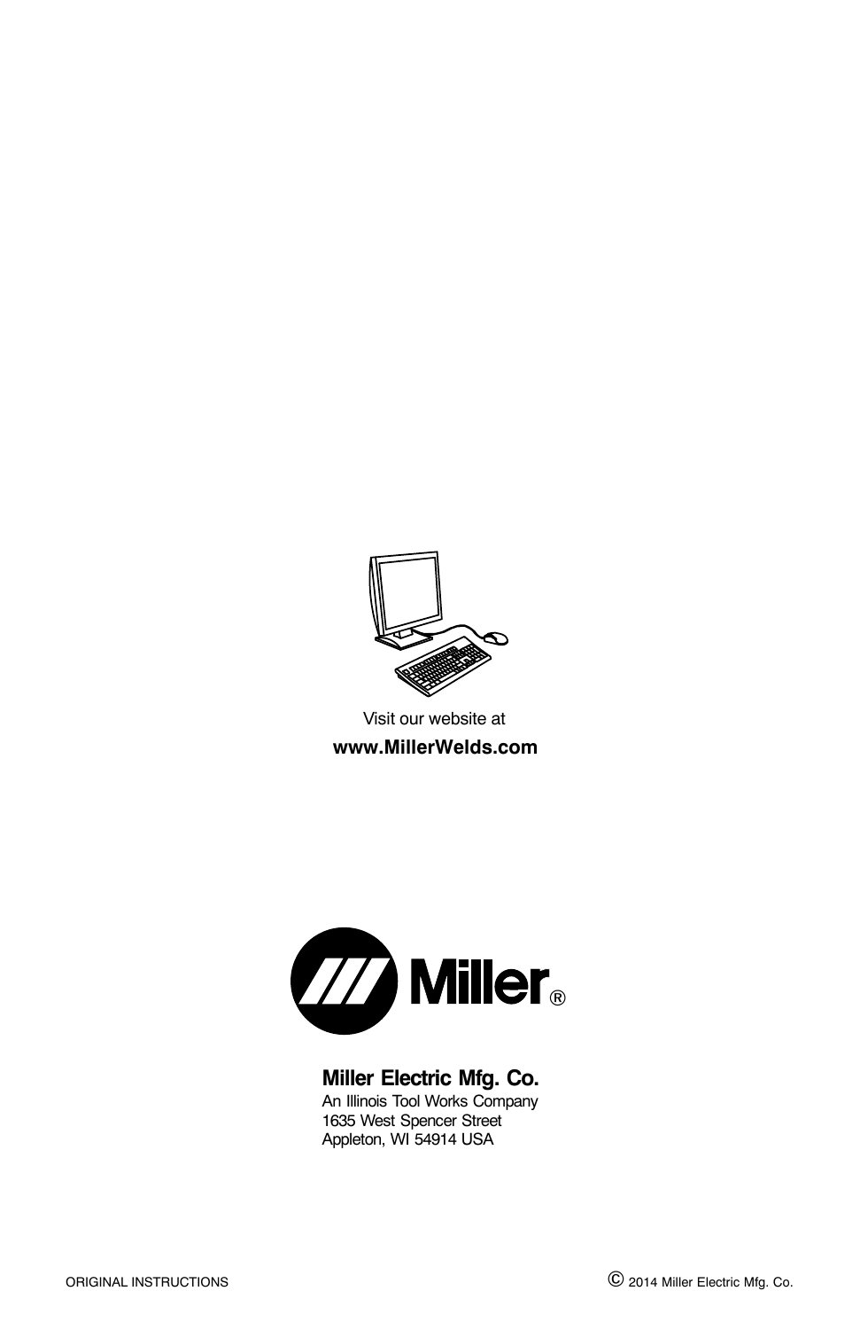Visit our website at

**www.MillerWelds.com**

**Miller Electric Mfg. Co.**

An Illinois Tool Works Company
1635 West Spencer Street
Appleton, WI 54914 USA

ORIGINAL INSTRUCTIONS

© 2014 Miller Electric Mfg. Co.